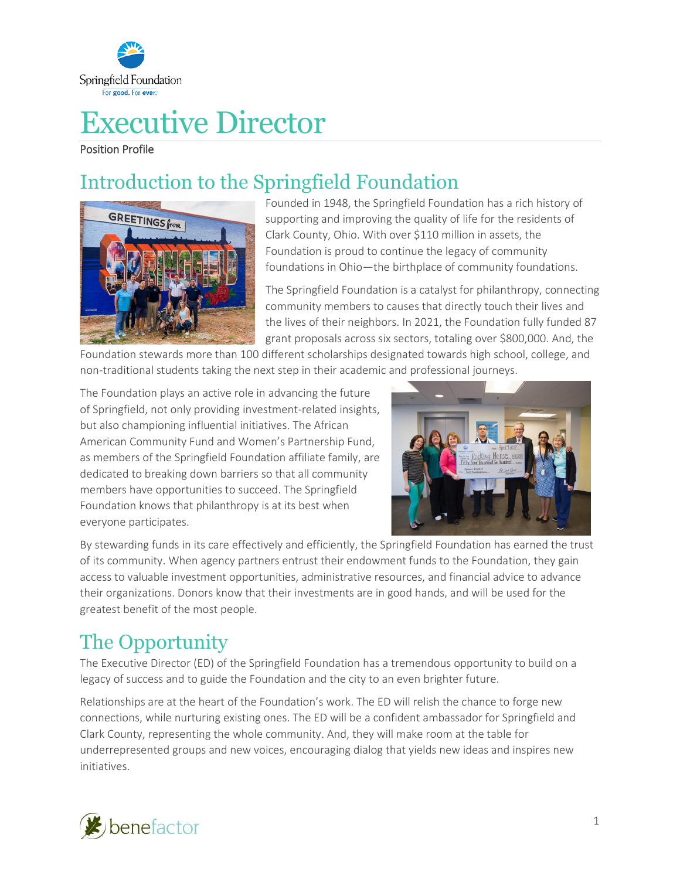# Executive Director

Position Profile

## Introduction to the Springfield Foundation

Founded in 1948, the Springfield Foundation has a rich history of supporting and improving the quality of life for the residents of Clark County, Ohio. With over $110 million in assets, the Foundation is proud to continue the legacy of community foundations in Ohio—the birthplace of community foundations.

The Springfield Foundation is a catalyst for philanthropy, connecting community members to causes that directly touch their lives and the lives of their neighbors. In 2021, the Foundation fully funded 87 grant proposals across six sectors, totaling over $800,000. And, the Foundation stewards more than 100 different scholarships designated towards high school, college, and non-traditional students taking the next step in their academic and professional journeys.

The Foundation plays an active role in advancing the future of Springfield, not only providing investment-related insights, but also championing influential initiatives. The African American Community Fund and Women's Partnership Fund, as members of the Springfield Foundation affiliate family, are dedicated to breaking down barriers so that all community members have opportunities to succeed. The Springfield Foundation knows that philanthropy is at its best when everyone participates.

By stewarding funds in its care effectively and efficiently, the Springfield Foundation has earned the trust of its community. When agency partners entrust their endowment funds to the Foundation, they gain access to valuable investment opportunities, administrative resources, and financial advice to advance their organizations. Donors know that their investments are in good hands, and will be used for the greatest benefit of the most people.

## The Opportunity

The Executive Director (ED) of the Springfield Foundation has a tremendous opportunity to build on a legacy of success and to guide the Foundation and the city to an even brighter future.

Relationships are at the heart of the Foundation's work. The ED will relish the chance to forge new connections, while nurturing existing ones. The ED will be a confident ambassador for Springfield and Clark County, representing the whole community. And, they will make room at the table for underrepresented groups and new voices, encouraging dialog that yields new ideas and inspires new initiatives.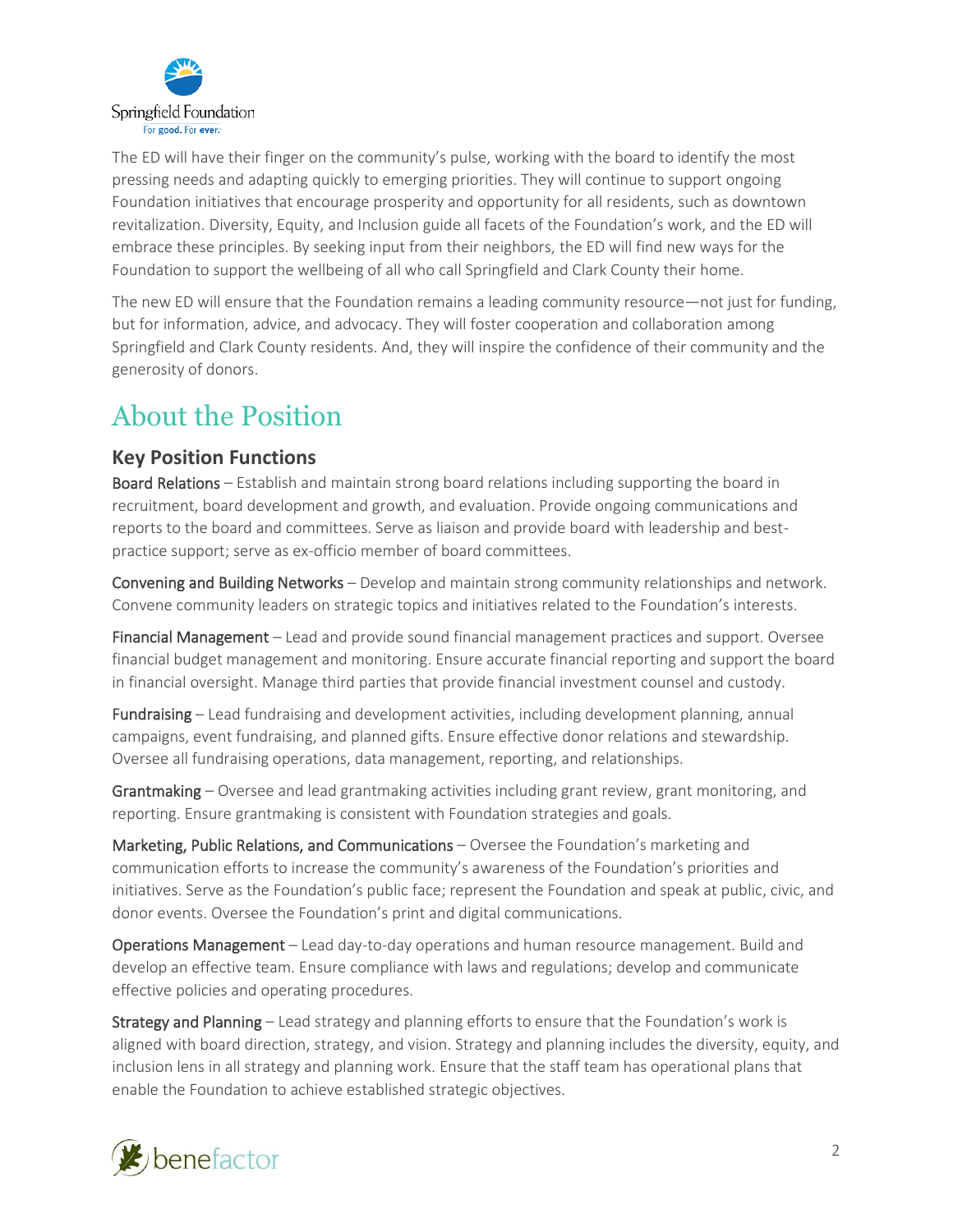The ED will have their finger on the community's pulse, working with the board to identify the most pressing needs and adapting quickly to emerging priorities. They will continue to support ongoing Foundation initiatives that encourage prosperity and opportunity for all residents, such as downtown revitalization. Diversity, Equity, and Inclusion guide all facets of the Foundation's work, and the ED will embrace these principles. By seeking input from their neighbors, the ED will find new ways for the Foundation to support the wellbeing of all who call Springfield and Clark County their home.

The new ED will ensure that the Foundation remains a leading community resource—not just for funding, but for information, advice, and advocacy. They will foster cooperation and collaboration among Springfield and Clark County residents. And, they will inspire the confidence of their community and the generosity of donors.

# About the Position

## Key Position Functions

**Board Relations** – Establish and maintain strong board relations including supporting the board in recruitment, board development and growth, and evaluation. Provide ongoing communications and reports to the board and committees. Serve as liaison and provide board with leadership and best-practice support; serve as ex-officio member of board committees.

**Convening and Building Networks** – Develop and maintain strong community relationships and network. Convene community leaders on strategic topics and initiatives related to the Foundation's interests.

**Financial Management** – Lead and provide sound financial management practices and support. Oversee financial budget management and monitoring. Ensure accurate financial reporting and support the board in financial oversight. Manage third parties that provide financial investment counsel and custody.

**Fundraising** – Lead fundraising and development activities, including development planning, annual campaigns, event fundraising, and planned gifts. Ensure effective donor relations and stewardship. Oversee all fundraising operations, data management, reporting, and relationships.

**Grantmaking** – Oversee and lead grantmaking activities including grant review, grant monitoring, and reporting. Ensure grantmaking is consistent with Foundation strategies and goals.

**Marketing, Public Relations, and Communications** – Oversee the Foundation's marketing and communication efforts to increase the community's awareness of the Foundation's priorities and initiatives. Serve as the Foundation's public face; represent the Foundation and speak at public, civic, and donor events. Oversee the Foundation's print and digital communications.

**Operations Management** – Lead day-to-day operations and human resource management. Build and develop an effective team. Ensure compliance with laws and regulations; develop and communicate effective policies and operating procedures.

**Strategy and Planning** – Lead strategy and planning efforts to ensure that the Foundation's work is aligned with board direction, strategy, and vision. Strategy and planning includes the diversity, equity, and inclusion lens in all strategy and planning work. Ensure that the staff team has operational plans that enable the Foundation to achieve established strategic objectives.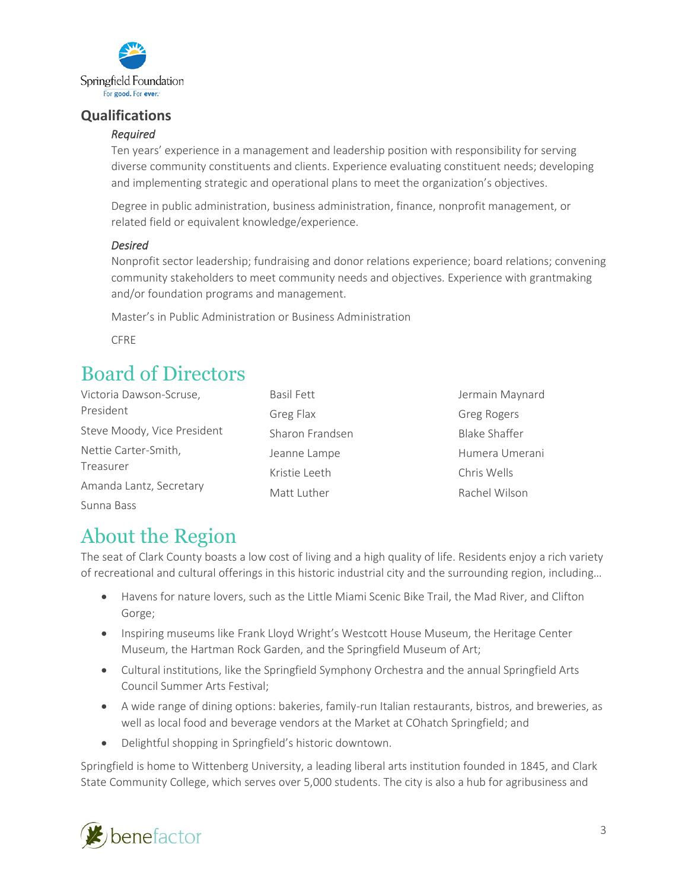## Qualifications

*Required*

Ten years' experience in a management and leadership position with responsibility for serving diverse community constituents and clients. Experience evaluating constituent needs; developing and implementing strategic and operational plans to meet the organization's objectives.

Degree in public administration, business administration, finance, nonprofit management, or related field or equivalent knowledge/experience.

*Desired*

Nonprofit sector leadership; fundraising and donor relations experience; board relations; convening community stakeholders to meet community needs and objectives. Experience with grantmaking and/or foundation programs and management.

Master's in Public Administration or Business Administration

CFRE

# Board of Directors

Victoria Dawson-Scruse, President

Steve Moody, Vice President

Nettie Carter-Smith, Treasurer

Amanda Lantz, Secretary

Sunna Bass

Basil Fett

Greg Flax

Sharon Frandsen

Jeanne Lampe

Kristie Leeth

Matt Luther

Jermain Maynard

Greg Rogers

Blake Shaffer

Humera Umerani

Chris Wells

Rachel Wilson

# About the Region

The seat of Clark County boasts a low cost of living and a high quality of life. Residents enjoy a rich variety of recreational and cultural offerings in this historic industrial city and the surrounding region, including…

- Havens for nature lovers, such as the Little Miami Scenic Bike Trail, the Mad River, and Clifton Gorge;
- Inspiring museums like Frank Lloyd Wright's Westcott House Museum, the Heritage Center Museum, the Hartman Rock Garden, and the Springfield Museum of Art;
- Cultural institutions, like the Springfield Symphony Orchestra and the annual Springfield Arts Council Summer Arts Festival;
- A wide range of dining options: bakeries, family-run Italian restaurants, bistros, and breweries, as well as local food and beverage vendors at the Market at COhatch Springfield; and
- Delightful shopping in Springfield's historic downtown.

Springfield is home to Wittenberg University, a leading liberal arts institution founded in 1845, and Clark State Community College, which serves over 5,000 students. The city is also a hub for agribusiness and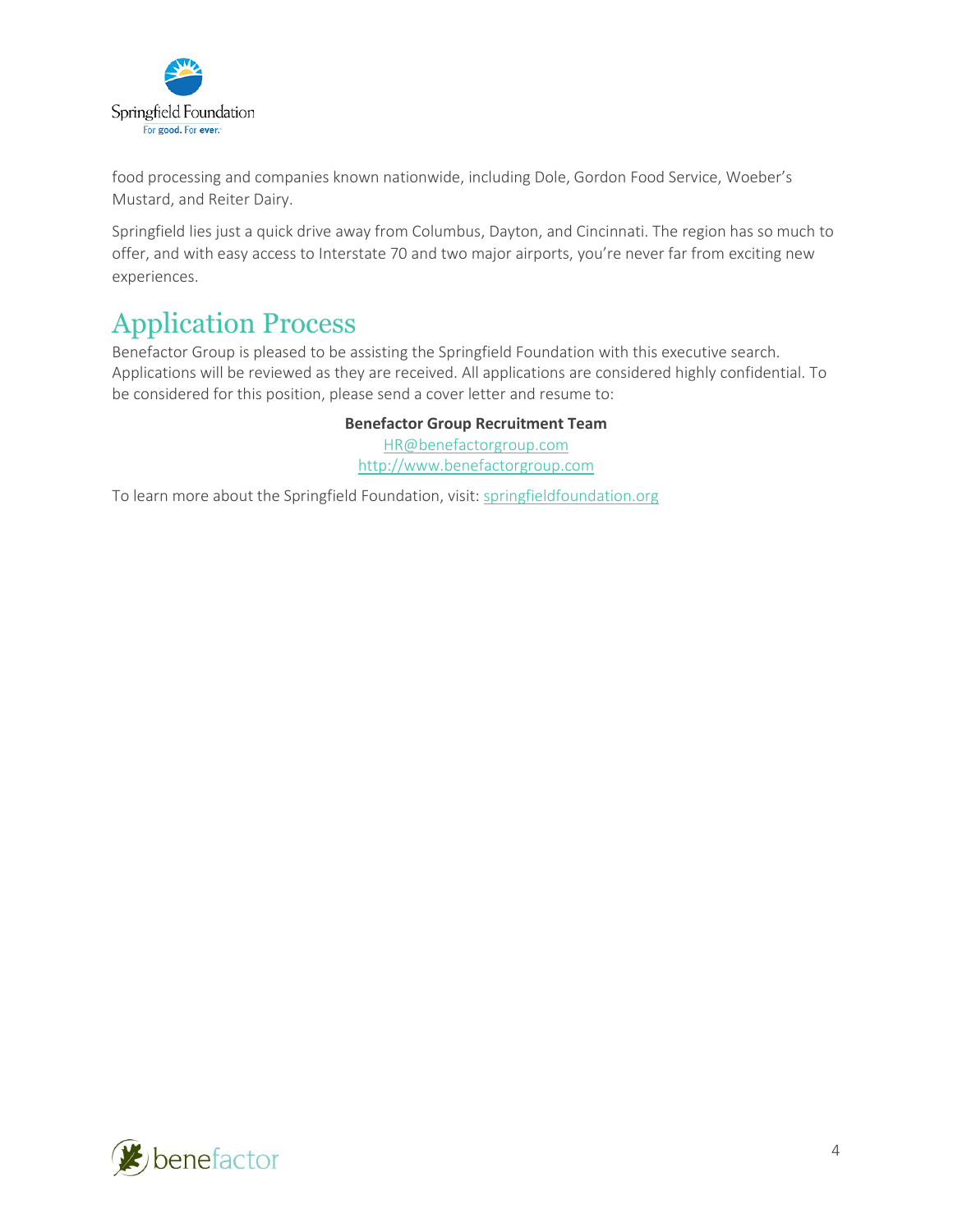food processing and companies known nationwide, including Dole, Gordon Food Service, Woeber's Mustard, and Reiter Dairy.

Springfield lies just a quick drive away from Columbus, Dayton, and Cincinnati. The region has so much to offer, and with easy access to Interstate 70 and two major airports, you're never far from exciting new experiences.

## Application Process

Benefactor Group is pleased to be assisting the Springfield Foundation with this executive search. Applications will be reviewed as they are received. All applications are considered highly confidential. To be considered for this position, please send a cover letter and resume to:

**Benefactor Group Recruitment Team**
HR@benefactorgroup.com
http://www.benefactorgroup.com

To learn more about the Springfield Foundation, visit: springfieldfoundation.org